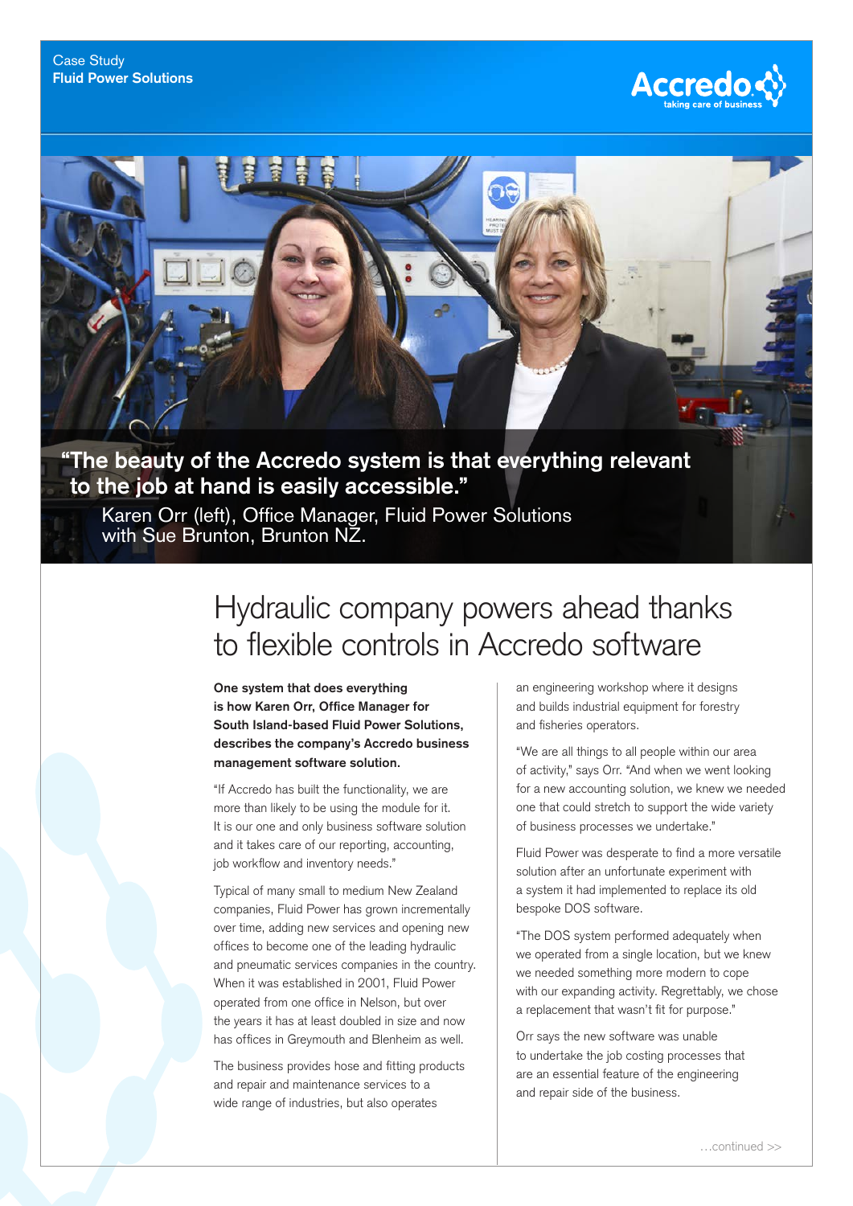Case Study
**Fluid Power Solutions**

**"The beauty of the Accredo system is that everything relevant to the job at hand is easily accessible."**

Karen Orr (left), Office Manager, Fluid Power Solutions with Sue Brunton, Brunton NZ.

# Hydraulic company powers ahead thanks to flexible controls in Accredo software

**One system that does everything is how Karen Orr, Office Manager for South Island-based Fluid Power Solutions, describes the company's Accredo business management software solution.**

"If Accredo has built the functionality, we are more than likely to be using the module for it. It is our one and only business software solution and it takes care of our reporting, accounting, job workflow and inventory needs."

Typical of many small to medium New Zealand companies, Fluid Power has grown incrementally over time, adding new services and opening new offices to become one of the leading hydraulic and pneumatic services companies in the country. When it was established in 2001, Fluid Power operated from one office in Nelson, but over the years it has at least doubled in size and now has offices in Greymouth and Blenheim as well.

The business provides hose and fitting products and repair and maintenance services to a wide range of industries, but also operates an engineering workshop where it designs and builds industrial equipment for forestry and fisheries operators.

"We are all things to all people within our area of activity," says Orr. "And when we went looking for a new accounting solution, we knew we needed one that could stretch to support the wide variety of business processes we undertake."

Fluid Power was desperate to find a more versatile solution after an unfortunate experiment with a system it had implemented to replace its old bespoke DOS software.

"The DOS system performed adequately when we operated from a single location, but we knew we needed something more modern to cope with our expanding activity. Regrettably, we chose a replacement that wasn't fit for purpose."

Orr says the new software was unable to undertake the job costing processes that are an essential feature of the engineering and repair side of the business.

…continued >>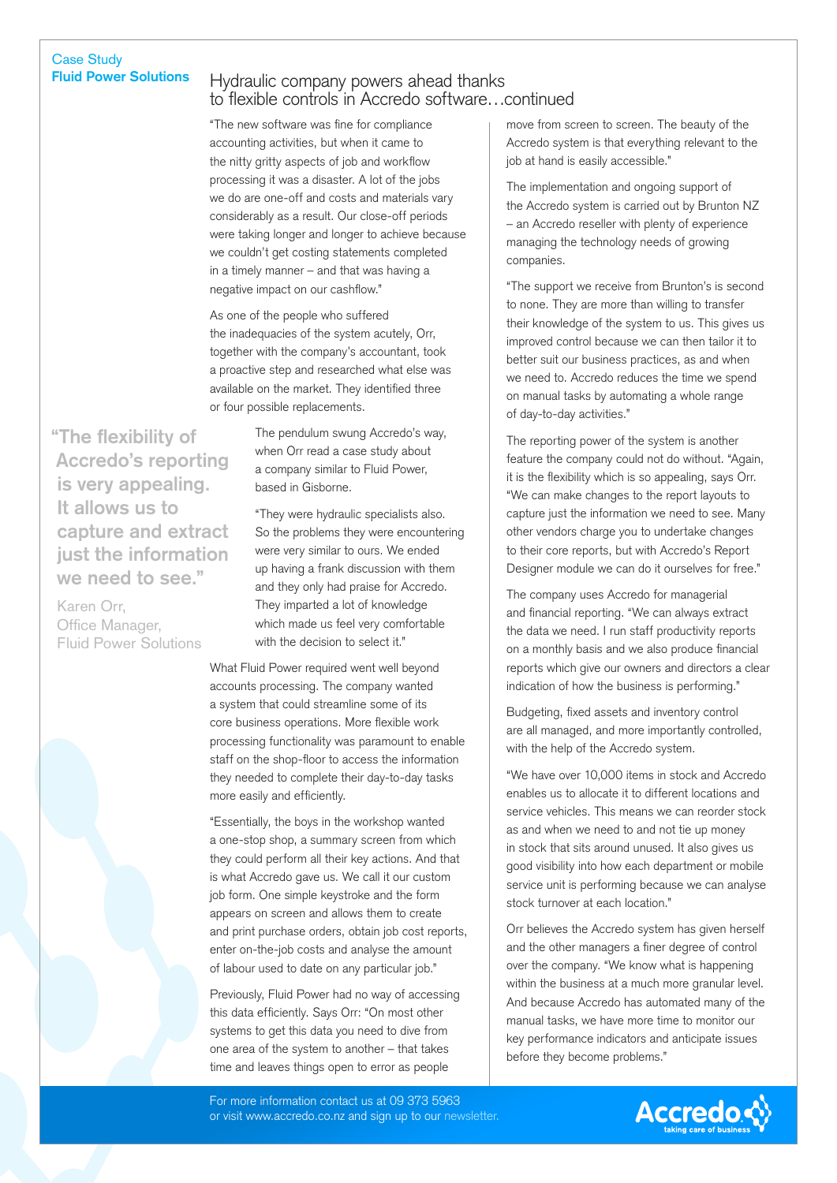Case Study
**Fluid Power Solutions**

# Hydraulic company powers ahead thanks to flexible controls in Accredo software…continued

"The new software was fine for compliance accounting activities, but when it came to the nitty gritty aspects of job and workflow processing it was a disaster. A lot of the jobs we do are one-off and costs and materials vary considerably as a result. Our close-off periods were taking longer and longer to achieve because we couldn't get costing statements completed in a timely manner – and that was having a negative impact on our cashflow."

As one of the people who suffered the inadequacies of the system acutely, Orr, together with the company's accountant, took a proactive step and researched what else was available on the market. They identified three or four possible replacements.

> "The flexibility of Accredo's reporting is very appealing. It allows us to capture and extract just the information we need to see."
>
> Karen Orr,
> Office Manager,
> Fluid Power Solutions

The pendulum swung Accredo's way, when Orr read a case study about a company similar to Fluid Power, based in Gisborne.

"They were hydraulic specialists also. So the problems they were encountering were very similar to ours. We ended up having a frank discussion with them and they only had praise for Accredo. They imparted a lot of knowledge which made us feel very comfortable with the decision to select it."

What Fluid Power required went well beyond accounts processing. The company wanted a system that could streamline some of its core business operations. More flexible work processing functionality was paramount to enable staff on the shop-floor to access the information they needed to complete their day-to-day tasks more easily and efficiently.

"Essentially, the boys in the workshop wanted a one-stop shop, a summary screen from which they could perform all their key actions. And that is what Accredo gave us. We call it our custom job form. One simple keystroke and the form appears on screen and allows them to create and print purchase orders, obtain job cost reports, enter on-the-job costs and analyse the amount of labour used to date on any particular job."

Previously, Fluid Power had no way of accessing this data efficiently. Says Orr: "On most other systems to get this data you need to dive from one area of the system to another – that takes time and leaves things open to error as people move from screen to screen. The beauty of the Accredo system is that everything relevant to the job at hand is easily accessible."

The implementation and ongoing support of the Accredo system is carried out by Brunton NZ – an Accredo reseller with plenty of experience managing the technology needs of growing companies.

"The support we receive from Brunton's is second to none. They are more than willing to transfer their knowledge of the system to us. This gives us improved control because we can then tailor it to better suit our business practices, as and when we need to. Accredo reduces the time we spend on manual tasks by automating a whole range of day-to-day activities."

The reporting power of the system is another feature the company could not do without. "Again, it is the flexibility which is so appealing, says Orr. "We can make changes to the report layouts to capture just the information we need to see. Many other vendors charge you to undertake changes to their core reports, but with Accredo's Report Designer module we can do it ourselves for free."

The company uses Accredo for managerial and financial reporting. "We can always extract the data we need. I run staff productivity reports on a monthly basis and we also produce financial reports which give our owners and directors a clear indication of how the business is performing."

Budgeting, fixed assets and inventory control are all managed, and more importantly controlled, with the help of the Accredo system.

"We have over 10,000 items in stock and Accredo enables us to allocate it to different locations and service vehicles. This means we can reorder stock as and when we need to and not tie up money in stock that sits around unused. It also gives us good visibility into how each department or mobile service unit is performing because we can analyse stock turnover at each location."

Orr believes the Accredo system has given herself and the other managers a finer degree of control over the company. "We know what is happening within the business at a much more granular level. And because Accredo has automated many of the manual tasks, we have more time to monitor our key performance indicators and anticipate issues before they become problems."

For more information contact us at 09 373 5963 or visit www.accredo.co.nz and sign up to our newsletter.

Accredo
taking care of business